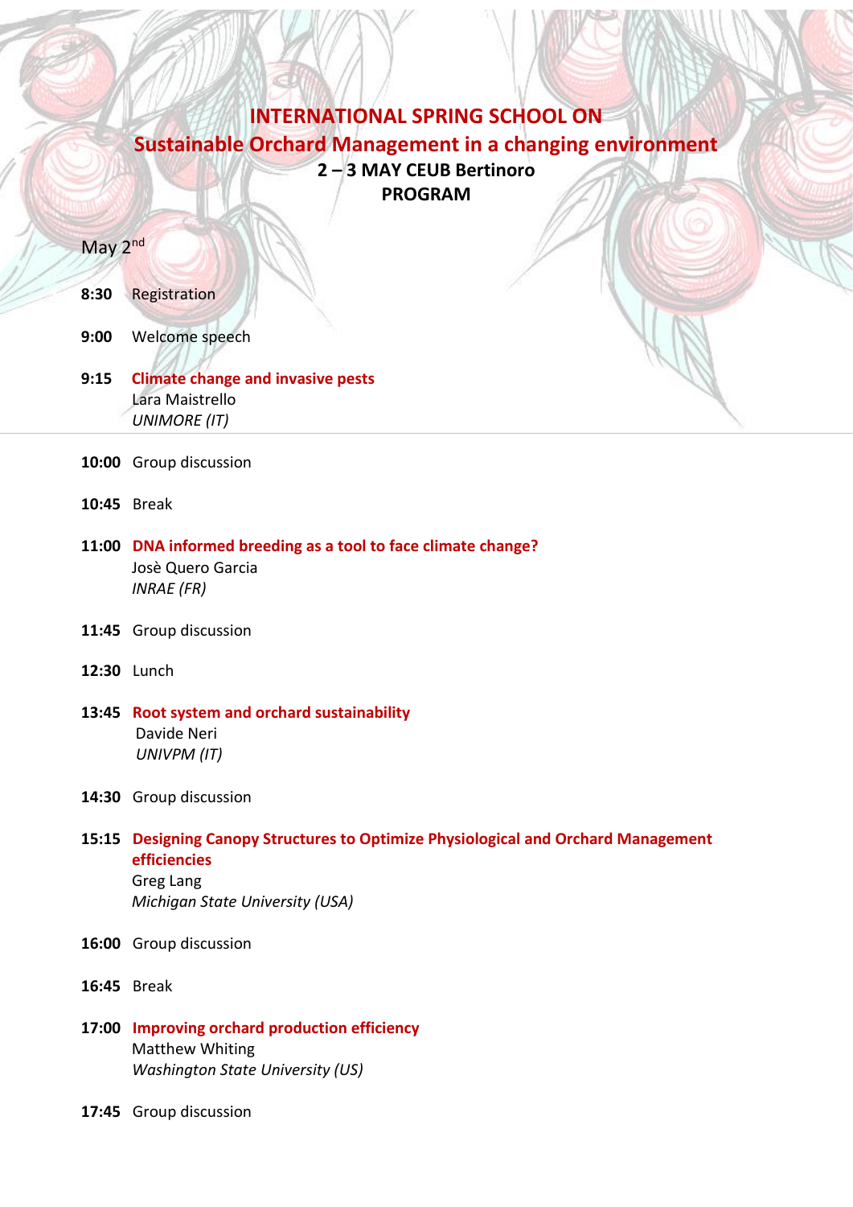# INTERNATIONAL SPRING SCHOOL ON

## Sustainable Orchard Management in a changing environment

**2 – 3 MAY CEUB Bertinoro**

**PROGRAM**

May 2nd

**8:30** Registration

**9:00** Welcome speech

**9:15** **Climate change and invasive pests**
Lara Maistrello
*UNIMORE (IT)*

**10:00** Group discussion

**10:45** Break

**11:00** **DNA informed breeding as a tool to face climate change?**
Josè Quero Garcia
*INRAE (FR)*

**11:45** Group discussion

**12:30** Lunch

**13:45** **Root system and orchard sustainability**
Davide Neri
*UNIVPM (IT)*

**14:30** Group discussion

**15:15** **Designing Canopy Structures to Optimize Physiological and Orchard Management efficiencies**
Greg Lang
*Michigan State University (USA)*

**16:00** Group discussion

**16:45** Break

**17:00** **Improving orchard production efficiency**
Matthew Whiting
*Washington State University (US)*

**17:45** Group discussion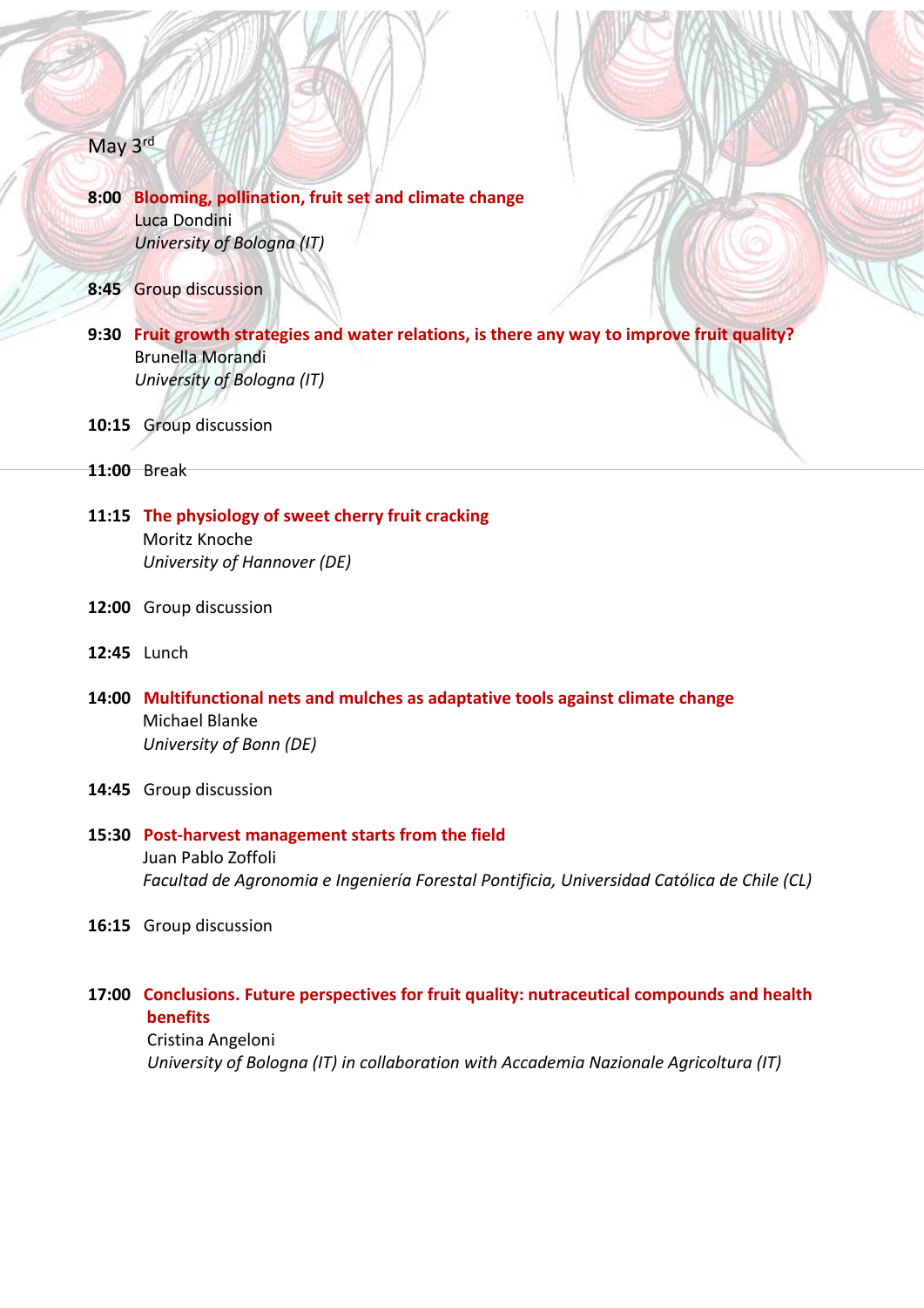May 3rd

**8:00** **Blooming, pollination, fruit set and climate change**
Luca Dondini
*University of Bologna (IT)*

**8:45** Group discussion

**9:30** **Fruit growth strategies and water relations, is there any way to improve fruit quality?**
Brunella Morandi
*University of Bologna (IT)*

**10:15** Group discussion

**11:00** Break

**11:15** **The physiology of sweet cherry fruit cracking**
Moritz Knoche
*University of Hannover (DE)*

**12:00** Group discussion

**12:45** Lunch

**14:00** **Multifunctional nets and mulches as adaptative tools against climate change**
Michael Blanke
*University of Bonn (DE)*

**14:45** Group discussion

**15:30** **Post-harvest management starts from the field**
Juan Pablo Zoffoli
*Facultad de Agronomia e Ingeniería Forestal Pontificia, Universidad Católica de Chile (CL)*

**16:15** Group discussion

**17:00** **Conclusions. Future perspectives for fruit quality: nutraceutical compounds and health benefits**
Cristina Angeloni
*University of Bologna (IT) in collaboration with Accademia Nazionale Agricoltura (IT)*